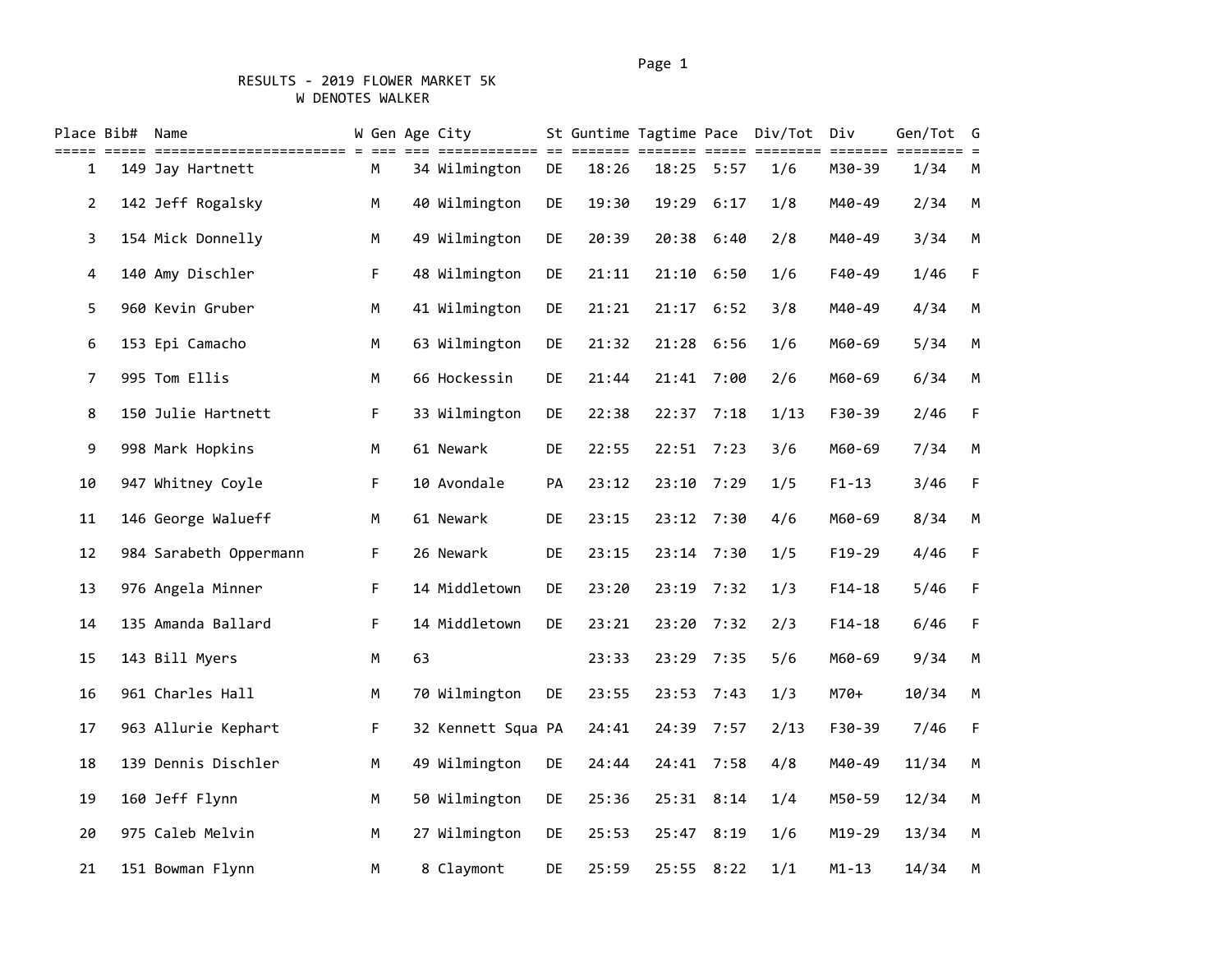# RESULTS - 2019 FLOWER MARKET 5K

W DENOTES WALKER

| Place | Bib# | Name | W | Gen | Age | City | St | Guntime | Tagtime | Pace | Div/Tot | Div | Gen/Tot | G |
|---|---|---|---|---|---|---|---|---|---|---|---|---|---|---|
| 1 | 149 | Jay Hartnett | | M | 34 | Wilmington | DE | 18:26 | 18:25 | 5:57 | 1/6 | M30-39 | 1/34 | M |
| 2 | 142 | Jeff Rogalsky | | M | 40 | Wilmington | DE | 19:30 | 19:29 | 6:17 | 1/8 | M40-49 | 2/34 | M |
| 3 | 154 | Mick Donnelly | | M | 49 | Wilmington | DE | 20:39 | 20:38 | 6:40 | 2/8 | M40-49 | 3/34 | M |
| 4 | 140 | Amy Dischler | | F | 48 | Wilmington | DE | 21:11 | 21:10 | 6:50 | 1/6 | F40-49 | 1/46 | F |
| 5 | 960 | Kevin Gruber | | M | 41 | Wilmington | DE | 21:21 | 21:17 | 6:52 | 3/8 | M40-49 | 4/34 | M |
| 6 | 153 | Epi Camacho | | M | 63 | Wilmington | DE | 21:32 | 21:28 | 6:56 | 1/6 | M60-69 | 5/34 | M |
| 7 | 995 | Tom Ellis | | M | 66 | Hockessin | DE | 21:44 | 21:41 | 7:00 | 2/6 | M60-69 | 6/34 | M |
| 8 | 150 | Julie Hartnett | | F | 33 | Wilmington | DE | 22:38 | 22:37 | 7:18 | 1/13 | F30-39 | 2/46 | F |
| 9 | 998 | Mark Hopkins | | M | 61 | Newark | DE | 22:55 | 22:51 | 7:23 | 3/6 | M60-69 | 7/34 | M |
| 10 | 947 | Whitney Coyle | | F | 10 | Avondale | PA | 23:12 | 23:10 | 7:29 | 1/5 | F1-13 | 3/46 | F |
| 11 | 146 | George Walueff | | M | 61 | Newark | DE | 23:15 | 23:12 | 7:30 | 4/6 | M60-69 | 8/34 | M |
| 12 | 984 | Sarabeth Oppermann | | F | 26 | Newark | DE | 23:15 | 23:14 | 7:30 | 1/5 | F19-29 | 4/46 | F |
| 13 | 976 | Angela Minner | | F | 14 | Middletown | DE | 23:20 | 23:19 | 7:32 | 1/3 | F14-18 | 5/46 | F |
| 14 | 135 | Amanda Ballard | | F | 14 | Middletown | DE | 23:21 | 23:20 | 7:32 | 2/3 | F14-18 | 6/46 | F |
| 15 | 143 | Bill Myers | | M | 63 | | | 23:33 | 23:29 | 7:35 | 5/6 | M60-69 | 9/34 | M |
| 16 | 961 | Charles Hall | | M | 70 | Wilmington | DE | 23:55 | 23:53 | 7:43 | 1/3 | M70+ | 10/34 | M |
| 17 | 963 | Allurie Kephart | | F | 32 | Kennett Squa | PA | 24:41 | 24:39 | 7:57 | 2/13 | F30-39 | 7/46 | F |
| 18 | 139 | Dennis Dischler | | M | 49 | Wilmington | DE | 24:44 | 24:41 | 7:58 | 4/8 | M40-49 | 11/34 | M |
| 19 | 160 | Jeff Flynn | | M | 50 | Wilmington | DE | 25:36 | 25:31 | 8:14 | 1/4 | M50-59 | 12/34 | M |
| 20 | 975 | Caleb Melvin | | M | 27 | Wilmington | DE | 25:53 | 25:47 | 8:19 | 1/6 | M19-29 | 13/34 | M |
| 21 | 151 | Bowman Flynn | | M | 8 | Claymont | DE | 25:59 | 25:55 | 8:22 | 1/1 | M1-13 | 14/34 | M |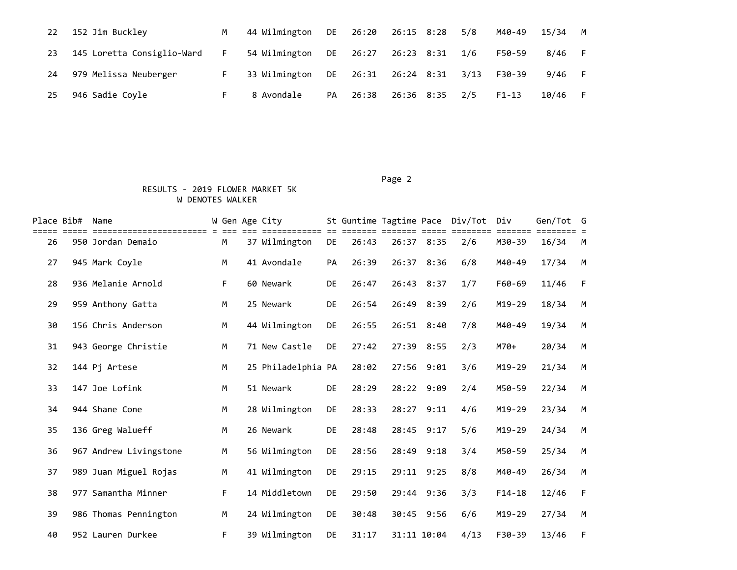| Place | Bib# | Name | W | Gen | Age | City | St | Guntime | Tagtime | Pace | Div/Tot | Div | Gen/Tot | G |
|---|---|---|---|---|---|---|---|---|---|---|---|---|---|---|
| 22 | 152 | Jim Buckley | | M | 44 | Wilmington | DE | 26:20 | 26:15 | 8:28 | 5/8 | M40-49 | 15/34 | M |
| 23 | 145 | Loretta Consiglio-Ward | | F | 54 | Wilmington | DE | 26:27 | 26:23 | 8:31 | 1/6 | F50-59 | 8/46 | F |
| 24 | 979 | Melissa Neuberger | | F | 33 | Wilmington | DE | 26:31 | 26:24 | 8:31 | 3/13 | F30-39 | 9/46 | F |
| 25 | 946 | Sadie Coyle | | F | 8 | Avondale | PA | 26:38 | 26:36 | 8:35 | 2/5 | F1-13 | 10/46 | F |

RESULTS - 2019 FLOWER MARKET 5K
W DENOTES WALKER

| Place | Bib# | Name | W | Gen | Age | City | St | Guntime | Tagtime | Pace | Div/Tot | Div | Gen/Tot | G |
|---|---|---|---|---|---|---|---|---|---|---|---|---|---|---|
| 26 | 950 | Jordan Demaio | | M | 37 | Wilmington | DE | 26:43 | 26:37 | 8:35 | 2/6 | M30-39 | 16/34 | M |
| 27 | 945 | Mark Coyle | | M | 41 | Avondale | PA | 26:39 | 26:37 | 8:36 | 6/8 | M40-49 | 17/34 | M |
| 28 | 936 | Melanie Arnold | | F | 60 | Newark | DE | 26:47 | 26:43 | 8:37 | 1/7 | F60-69 | 11/46 | F |
| 29 | 959 | Anthony Gatta | | M | 25 | Newark | DE | 26:54 | 26:49 | 8:39 | 2/6 | M19-29 | 18/34 | M |
| 30 | 156 | Chris Anderson | | M | 44 | Wilmington | DE | 26:55 | 26:51 | 8:40 | 7/8 | M40-49 | 19/34 | M |
| 31 | 943 | George Christie | | M | 71 | New Castle | DE | 27:42 | 27:39 | 8:55 | 2/3 | M70+ | 20/34 | M |
| 32 | 144 | Pj Artese | | M | 25 | Philadelphia | PA | 28:02 | 27:56 | 9:01 | 3/6 | M19-29 | 21/34 | M |
| 33 | 147 | Joe Lofink | | M | 51 | Newark | DE | 28:29 | 28:22 | 9:09 | 2/4 | M50-59 | 22/34 | M |
| 34 | 944 | Shane Cone | | M | 28 | Wilmington | DE | 28:33 | 28:27 | 9:11 | 4/6 | M19-29 | 23/34 | M |
| 35 | 136 | Greg Walueff | | M | 26 | Newark | DE | 28:48 | 28:45 | 9:17 | 5/6 | M19-29 | 24/34 | M |
| 36 | 967 | Andrew Livingstone | | M | 56 | Wilmington | DE | 28:56 | 28:49 | 9:18 | 3/4 | M50-59 | 25/34 | M |
| 37 | 989 | Juan Miguel Rojas | | M | 41 | Wilmington | DE | 29:15 | 29:11 | 9:25 | 8/8 | M40-49 | 26/34 | M |
| 38 | 977 | Samantha Minner | | F | 14 | Middletown | DE | 29:50 | 29:44 | 9:36 | 3/3 | F14-18 | 12/46 | F |
| 39 | 986 | Thomas Pennington | | M | 24 | Wilmington | DE | 30:48 | 30:45 | 9:56 | 6/6 | M19-29 | 27/34 | M |
| 40 | 952 | Lauren Durkee | | F | 39 | Wilmington | DE | 31:17 | 31:11 | 10:04 | 4/13 | F30-39 | 13/46 | F |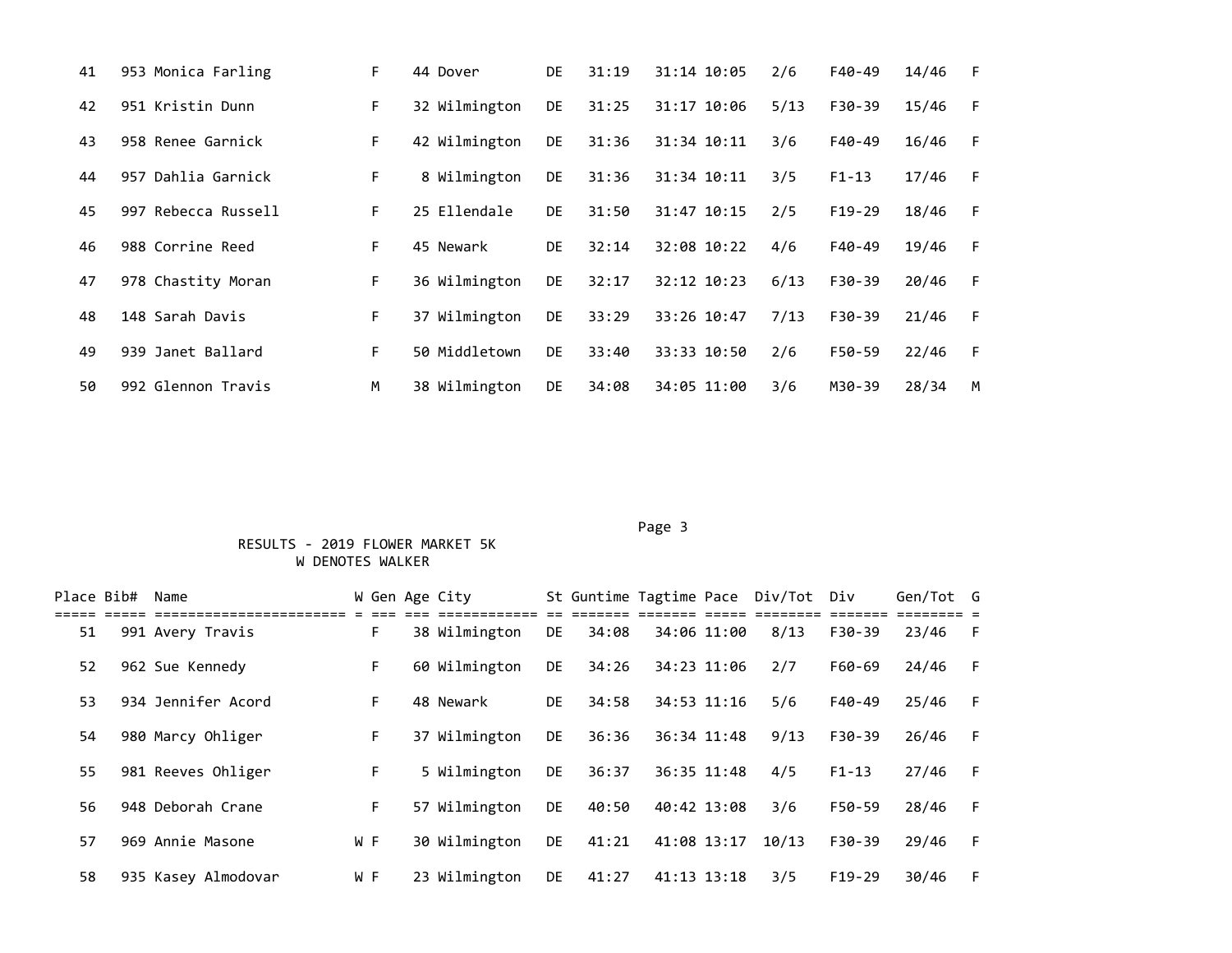| Place | Bib# | Name | W | Gen | Age | City | St | Guntime | Tagtime | Pace | Div/Tot | Div | Gen/Tot | G |
|---|---|---|---|---|---|---|---|---|---|---|---|---|---|---|
| 41 | 953 | Monica Farling | | F | 44 | Dover | DE | 31:19 | 31:14 | 10:05 | 2/6 | F40-49 | 14/46 | F |
| 42 | 951 | Kristin Dunn | | F | 32 | Wilmington | DE | 31:25 | 31:17 | 10:06 | 5/13 | F30-39 | 15/46 | F |
| 43 | 958 | Renee Garnick | | F | 42 | Wilmington | DE | 31:36 | 31:34 | 10:11 | 3/6 | F40-49 | 16/46 | F |
| 44 | 957 | Dahlia Garnick | | F | 8 | Wilmington | DE | 31:36 | 31:34 | 10:11 | 3/5 | F1-13 | 17/46 | F |
| 45 | 997 | Rebecca Russell | | F | 25 | Ellendale | DE | 31:50 | 31:47 | 10:15 | 2/5 | F19-29 | 18/46 | F |
| 46 | 988 | Corrine Reed | | F | 45 | Newark | DE | 32:14 | 32:08 | 10:22 | 4/6 | F40-49 | 19/46 | F |
| 47 | 978 | Chastity Moran | | F | 36 | Wilmington | DE | 32:17 | 32:12 | 10:23 | 6/13 | F30-39 | 20/46 | F |
| 48 | 148 | Sarah Davis | | F | 37 | Wilmington | DE | 33:29 | 33:26 | 10:47 | 7/13 | F30-39 | 21/46 | F |
| 49 | 939 | Janet Ballard | | F | 50 | Middletown | DE | 33:40 | 33:33 | 10:50 | 2/6 | F50-59 | 22/46 | F |
| 50 | 992 | Glennon Travis | | M | 38 | Wilmington | DE | 34:08 | 34:05 | 11:00 | 3/6 | M30-39 | 28/34 | M |

RESULTS - 2019 FLOWER MARKET 5K

W DENOTES WALKER

| Place | Bib# | Name | W | Gen | Age | City | St | Guntime | Tagtime | Pace | Div/Tot | Div | Gen/Tot | G |
|---|---|---|---|---|---|---|---|---|---|---|---|---|---|---|
| 51 | 991 | Avery Travis | | F | 38 | Wilmington | DE | 34:08 | 34:06 | 11:00 | 8/13 | F30-39 | 23/46 | F |
| 52 | 962 | Sue Kennedy | | F | 60 | Wilmington | DE | 34:26 | 34:23 | 11:06 | 2/7 | F60-69 | 24/46 | F |
| 53 | 934 | Jennifer Acord | | F | 48 | Newark | DE | 34:58 | 34:53 | 11:16 | 5/6 | F40-49 | 25/46 | F |
| 54 | 980 | Marcy Ohliger | | F | 37 | Wilmington | DE | 36:36 | 36:34 | 11:48 | 9/13 | F30-39 | 26/46 | F |
| 55 | 981 | Reeves Ohliger | | F | 5 | Wilmington | DE | 36:37 | 36:35 | 11:48 | 4/5 | F1-13 | 27/46 | F |
| 56 | 948 | Deborah Crane | | F | 57 | Wilmington | DE | 40:50 | 40:42 | 13:08 | 3/6 | F50-59 | 28/46 | F |
| 57 | 969 | Annie Masone | W | F | 30 | Wilmington | DE | 41:21 | 41:08 | 13:17 | 10/13 | F30-39 | 29/46 | F |
| 58 | 935 | Kasey Almodovar | W | F | 23 | Wilmington | DE | 41:27 | 41:13 | 13:18 | 3/5 | F19-29 | 30/46 | F |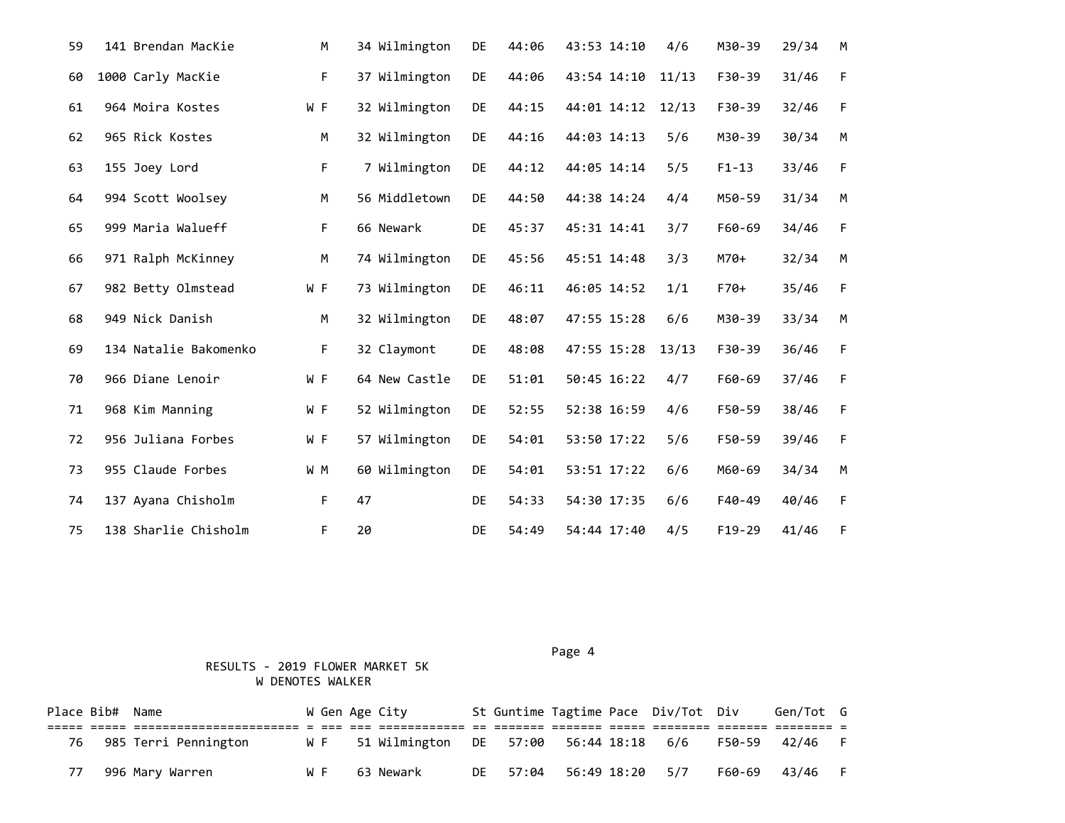| Place | Bib# | Name | W | Gen | Age | City | St | Guntime | Tagtime | Pace | Div/Tot | Div | Gen/Tot | G |
|---|---|---|---|---|---|---|---|---|---|---|---|---|---|---|
| 59 | 141 | Brendan MacKie | | M | 34 | Wilmington | DE | 44:06 | 43:53 | 14:10 | 4/6 | M30-39 | 29/34 | M |
| 60 | 1000 | Carly MacKie | | F | 37 | Wilmington | DE | 44:06 | 43:54 | 14:10 | 11/13 | F30-39 | 31/46 | F |
| 61 | 964 | Moira Kostes | W | F | 32 | Wilmington | DE | 44:15 | 44:01 | 14:12 | 12/13 | F30-39 | 32/46 | F |
| 62 | 965 | Rick Kostes | | M | 32 | Wilmington | DE | 44:16 | 44:03 | 14:13 | 5/6 | M30-39 | 30/34 | M |
| 63 | 155 | Joey Lord | | F | 7 | Wilmington | DE | 44:12 | 44:05 | 14:14 | 5/5 | F1-13 | 33/46 | F |
| 64 | 994 | Scott Woolsey | | M | 56 | Middletown | DE | 44:50 | 44:38 | 14:24 | 4/4 | M50-59 | 31/34 | M |
| 65 | 999 | Maria Walueff | | F | 66 | Newark | DE | 45:37 | 45:31 | 14:41 | 3/7 | F60-69 | 34/46 | F |
| 66 | 971 | Ralph McKinney | | M | 74 | Wilmington | DE | 45:56 | 45:51 | 14:48 | 3/3 | M70+ | 32/34 | M |
| 67 | 982 | Betty Olmstead | W | F | 73 | Wilmington | DE | 46:11 | 46:05 | 14:52 | 1/1 | F70+ | 35/46 | F |
| 68 | 949 | Nick Danish | | M | 32 | Wilmington | DE | 48:07 | 47:55 | 15:28 | 6/6 | M30-39 | 33/34 | M |
| 69 | 134 | Natalie Bakomenko | | F | 32 | Claymont | DE | 48:08 | 47:55 | 15:28 | 13/13 | F30-39 | 36/46 | F |
| 70 | 966 | Diane Lenoir | W | F | 64 | New Castle | DE | 51:01 | 50:45 | 16:22 | 4/7 | F60-69 | 37/46 | F |
| 71 | 968 | Kim Manning | W | F | 52 | Wilmington | DE | 52:55 | 52:38 | 16:59 | 4/6 | F50-59 | 38/46 | F |
| 72 | 956 | Juliana Forbes | W | F | 57 | Wilmington | DE | 54:01 | 53:50 | 17:22 | 5/6 | F50-59 | 39/46 | F |
| 73 | 955 | Claude Forbes | W | M | 60 | Wilmington | DE | 54:01 | 53:51 | 17:22 | 6/6 | M60-69 | 34/34 | M |
| 74 | 137 | Ayana Chisholm | | F | 47 | | DE | 54:33 | 54:30 | 17:35 | 6/6 | F40-49 | 40/46 | F |
| 75 | 138 | Sharlie Chisholm | | F | 20 | | DE | 54:49 | 54:44 | 17:40 | 4/5 | F19-29 | 41/46 | F |

RESULTS - 2019 FLOWER MARKET 5K

W DENOTES WALKER

| Place | Bib# | Name | W | Gen | Age | City | St | Guntime | Tagtime | Pace | Div/Tot | Div | Gen/Tot | G |
|---|---|---|---|---|---|---|---|---|---|---|---|---|---|---|
| 76 | 985 | Terri Pennington | W | F | 51 | Wilmington | DE | 57:00 | 56:44 | 18:18 | 6/6 | F50-59 | 42/46 | F |
| 77 | 996 | Mary Warren | W | F | 63 | Newark | DE | 57:04 | 56:49 | 18:20 | 5/7 | F60-69 | 43/46 | F |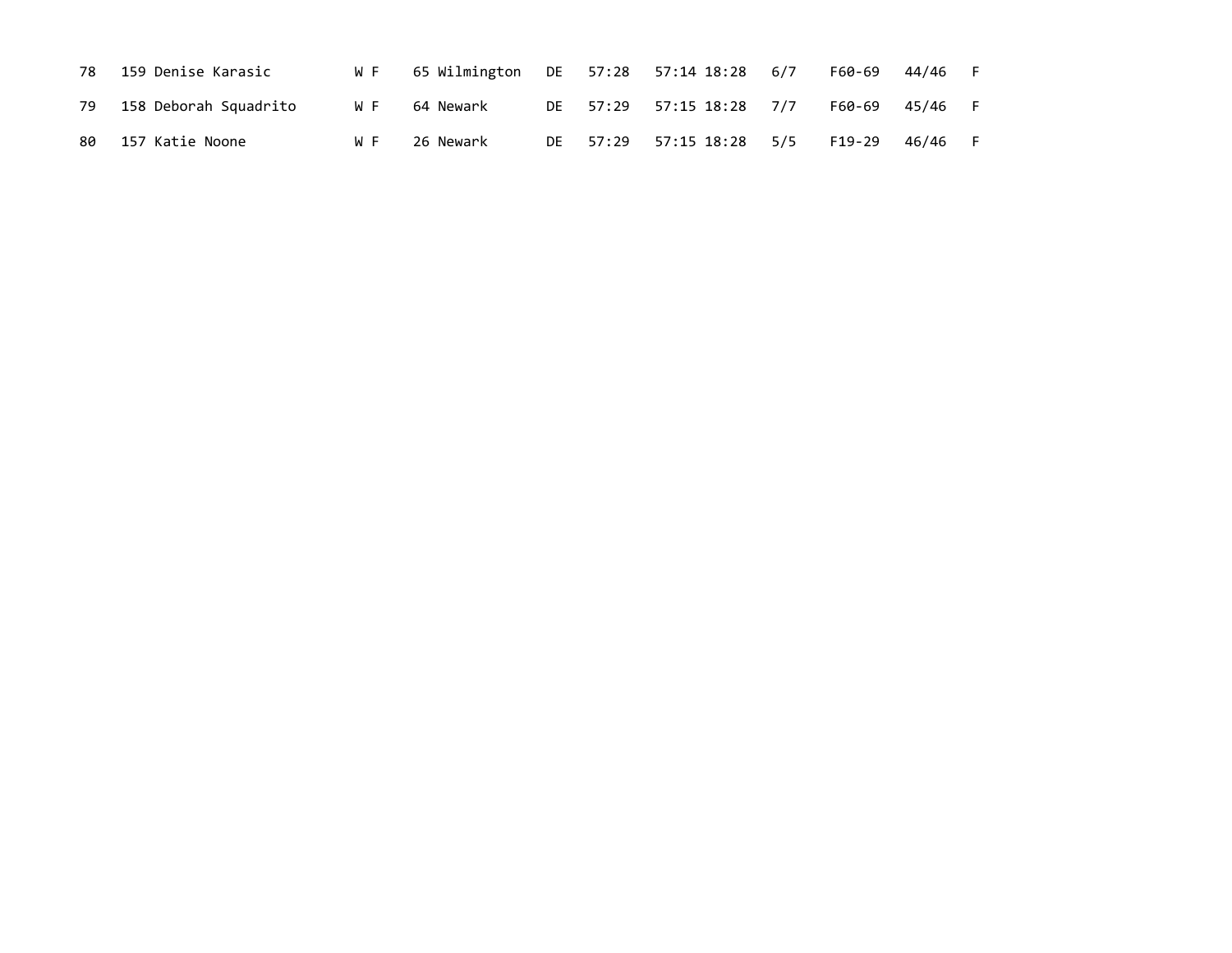| | | | | | | | | | | | | | | | |
|---|---|---|---|---|---|---|---|---|---|---|---|---|---|---|---|
| 78 | 159 | Denise Karasic | W | F | 65 | Wilmington | DE | 57:28 | 57:14 | 18:28 | 6/7 | F60-69 | 44/46 | F |
| 79 | 158 | Deborah Squadrito | W | F | 64 | Newark | DE | 57:29 | 57:15 | 18:28 | 7/7 | F60-69 | 45/46 | F |
| 80 | 157 | Katie Noone | W | F | 26 | Newark | DE | 57:29 | 57:15 | 18:28 | 5/5 | F19-29 | 46/46 | F |